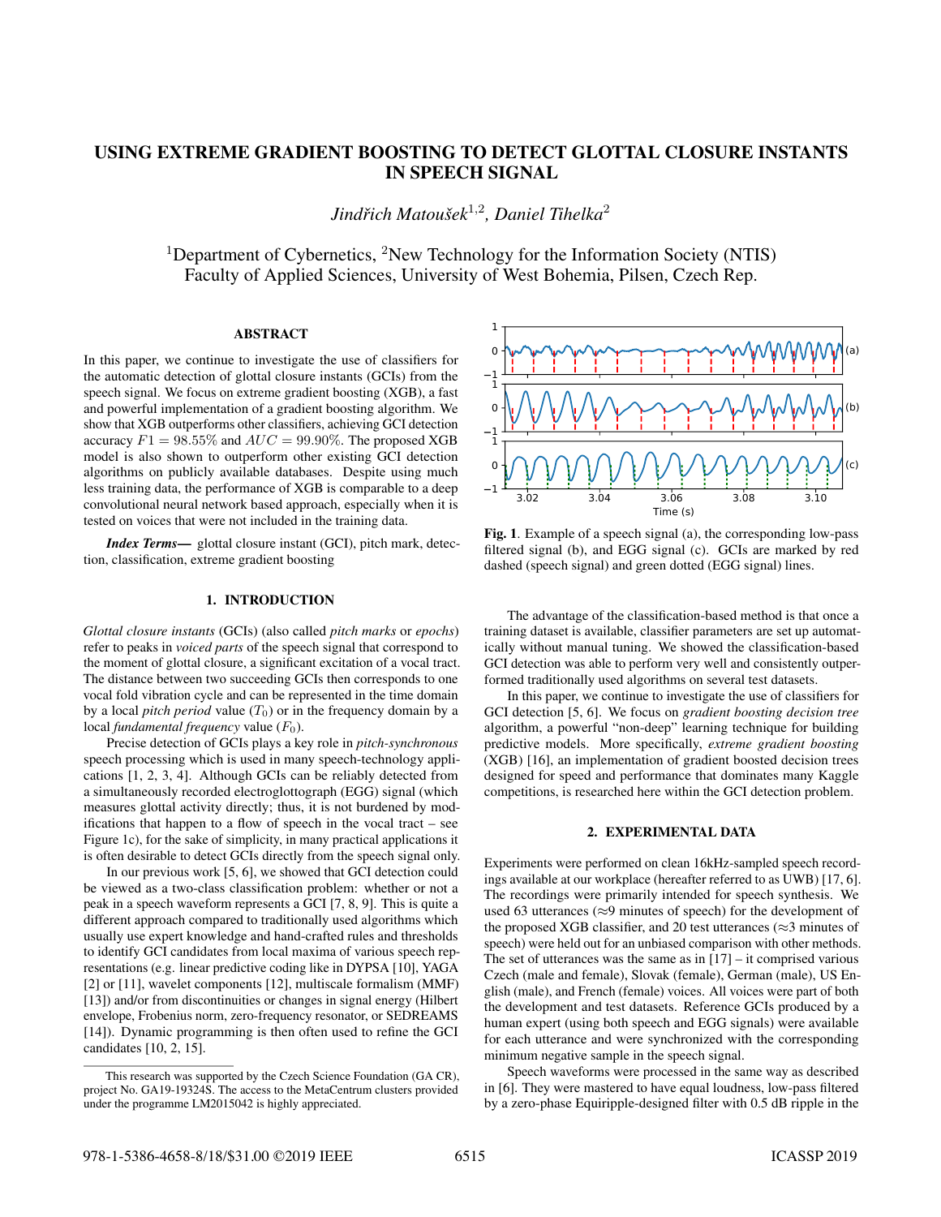# USING EXTREME GRADIENT BOOSTING TO DETECT GLOTTAL CLOSURE INSTANTS IN SPEECH SIGNAL

*Jindřich Matoušek*[1,2], *Daniel Tihelka*[2]

[1]Department of Cybernetics, [2]New Technology for the Information Society (NTIS)
Faculty of Applied Sciences, University of West Bohemia, Pilsen, Czech Rep.

## ABSTRACT

In this paper, we continue to investigate the use of classifiers for the automatic detection of glottal closure instants (GCIs) from the speech signal. We focus on extreme gradient boosting (XGB), a fast and powerful implementation of a gradient boosting algorithm. We show that XGB outperforms other classifiers, achieving GCI detection accuracy $F1 = 98.55\%$ and $AUC = 99.90\%$. The proposed XGB model is also shown to outperform other existing GCI detection algorithms on publicly available databases. Despite using much less training data, the performance of XGB is comparable to a deep convolutional neural network based approach, especially when it is tested on voices that were not included in the training data.

***Index Terms—*** glottal closure instant (GCI), pitch mark, detection, classification, extreme gradient boosting

## 1. INTRODUCTION

*Glottal closure instants* (GCIs) (also called *pitch marks* or *epochs*) refer to peaks in *voiced parts* of the speech signal that correspond to the moment of glottal closure, a significant excitation of a vocal tract. The distance between two succeeding GCIs then corresponds to one vocal fold vibration cycle and can be represented in the time domain by a local *pitch period* value ($T_0$) or in the frequency domain by a local *fundamental frequency* value ($F_0$).

Precise detection of GCIs plays a key role in *pitch-synchronous* speech processing which is used in many speech-technology applications [1, 2, 3, 4]. Although GCIs can be reliably detected from a simultaneously recorded electroglottograph (EGG) signal (which measures glottal activity directly; thus, it is not burdened by modifications that happen to a flow of speech in the vocal tract – see Figure 1c), for the sake of simplicity, in many practical applications it is often desirable to detect GCIs directly from the speech signal only.

In our previous work [5, 6], we showed that GCI detection could be viewed as a two-class classification problem: whether or not a peak in a speech waveform represents a GCI [7, 8, 9]. This is quite a different approach compared to traditionally used algorithms which usually use expert knowledge and hand-crafted rules and thresholds to identify GCI candidates from local maxima of various speech representations (e.g. linear predictive coding like in DYPSA [10], YAGA [2] or [11], wavelet components [12], multiscale formalism (MMF) [13]) and/or from discontinuities or changes in signal energy (Hilbert envelope, Frobenius norm, zero-frequency resonator, or SEDREAMS [14]). Dynamic programming is then often used to refine the GCI candidates [10, 2, 15].

This research was supported by the Czech Science Foundation (GA CR), project No. GA19-19324S. The access to the MetaCentrum clusters provided under the programme LM2015042 is highly appreciated.

**Fig. 1**. Example of a speech signal (a), the corresponding low-pass filtered signal (b), and EGG signal (c). GCIs are marked by red dashed (speech signal) and green dotted (EGG signal) lines.

The advantage of the classification-based method is that once a training dataset is available, classifier parameters are set up automatically without manual tuning. We showed the classification-based GCI detection was able to perform very well and consistently outperformed traditionally used algorithms on several test datasets.

In this paper, we continue to investigate the use of classifiers for GCI detection [5, 6]. We focus on *gradient boosting decision tree* algorithm, a powerful "non-deep" learning technique for building predictive models. More specifically, *extreme gradient boosting* (XGB) [16], an implementation of gradient boosted decision trees designed for speed and performance that dominates many Kaggle competitions, is researched here within the GCI detection problem.

## 2. EXPERIMENTAL DATA

Experiments were performed on clean 16kHz-sampled speech recordings available at our workplace (hereafter referred to as UWB) [17, 6]. The recordings were primarily intended for speech synthesis. We used 63 utterances (≈9 minutes of speech) for the development of the proposed XGB classifier, and 20 test utterances (≈3 minutes of speech) were held out for an unbiased comparison with other methods. The set of utterances was the same as in [17] – it comprised various Czech (male and female), Slovak (female), German (male), US English (male), and French (female) voices. All voices were part of both the development and test datasets. Reference GCIs produced by a human expert (using both speech and EGG signals) were available for each utterance and were synchronized with the corresponding minimum negative sample in the speech signal.

Speech waveforms were processed in the same way as described in [6]. They were mastered to have equal loudness, low-pass filtered by a zero-phase Equiripple-designed filter with 0.5 dB ripple in the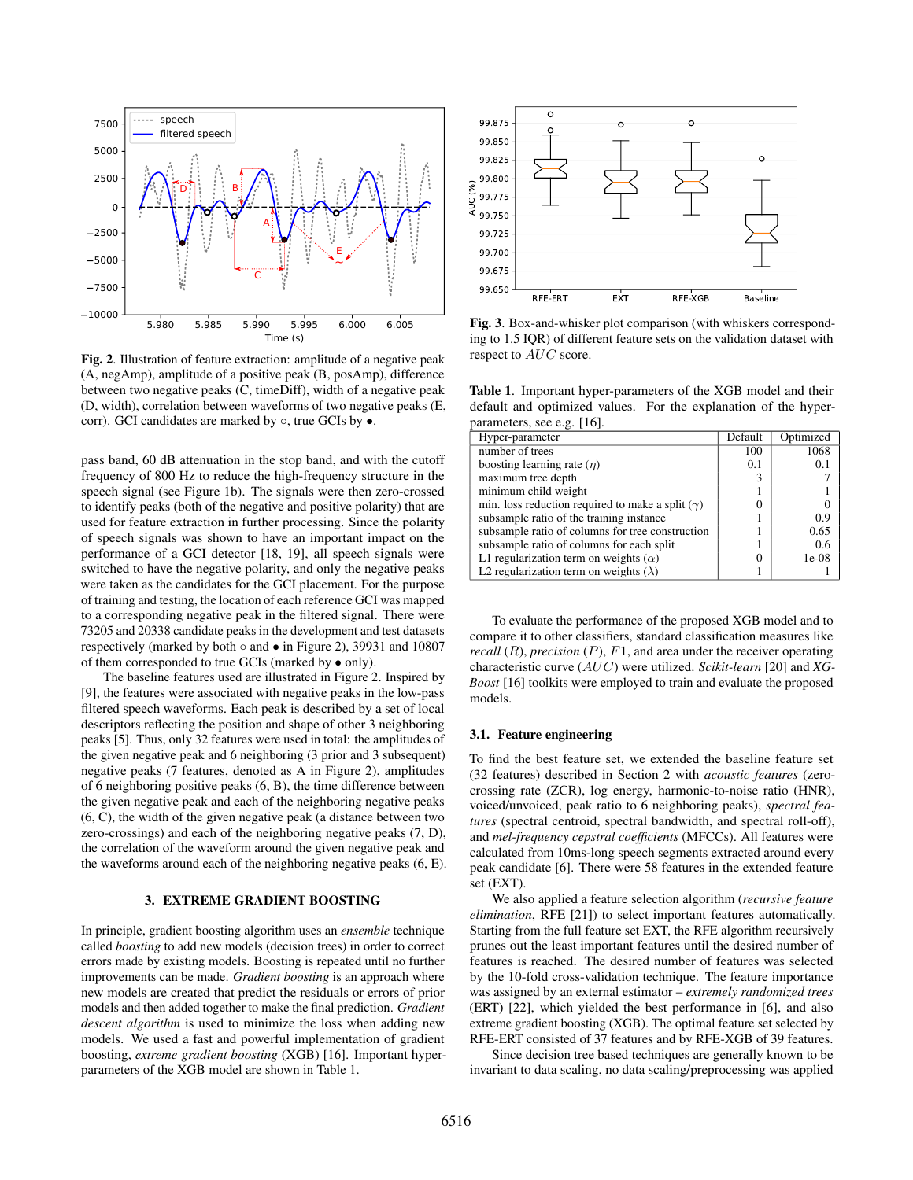**Fig. 2**. Illustration of feature extraction: amplitude of a negative peak (A, negAmp), amplitude of a positive peak (B, posAmp), difference between two negative peaks (C, timeDiff), width of a negative peak (D, width), correlation between waveforms of two negative peaks (E, corr). GCI candidates are marked by ○, true GCIs by •.

pass band, 60 dB attenuation in the stop band, and with the cutoff frequency of 800 Hz to reduce the high-frequency structure in the speech signal (see Figure 1b). The signals were then zero-crossed to identify peaks (both of the negative and positive polarity) that are used for feature extraction in further processing. Since the polarity of speech signals was shown to have an important impact on the performance of a GCI detector [18, 19], all speech signals were switched to have the negative polarity, and only the negative peaks were taken as the candidates for the GCI placement. For the purpose of training and testing, the location of each reference GCI was mapped to a corresponding negative peak in the filtered signal. There were 73205 and 20338 candidate peaks in the development and test datasets respectively (marked by both ○ and • in Figure 2), 39931 and 10807 of them corresponded to true GCIs (marked by • only).

The baseline features used are illustrated in Figure 2. Inspired by [9], the features were associated with negative peaks in the low-pass filtered speech waveforms. Each peak is described by a set of local descriptors reflecting the position and shape of other 3 neighboring peaks [5]. Thus, only 32 features were used in total: the amplitudes of the given negative peak and 6 neighboring (3 prior and 3 subsequent) negative peaks (7 features, denoted as A in Figure 2), amplitudes of 6 neighboring positive peaks (6, B), the time difference between the given negative peak and each of the neighboring negative peaks (6, C), the width of the given negative peak (a distance between two zero-crossings) and each of the neighboring negative peaks (7, D), the correlation of the waveform around the given negative peak and the waveforms around each of the neighboring negative peaks (6, E).

## 3. EXTREME GRADIENT BOOSTING

In principle, gradient boosting algorithm uses an *ensemble* technique called *boosting* to add new models (decision trees) in order to correct errors made by existing models. Boosting is repeated until no further improvements can be made. *Gradient boosting* is an approach where new models are created that predict the residuals or errors of prior models and then added together to make the final prediction. *Gradient descent algorithm* is used to minimize the loss when adding new models. We used a fast and powerful implementation of gradient boosting, *extreme gradient boosting* (XGB) [16]. Important hyper-parameters of the XGB model are shown in Table 1.

**Fig. 3**. Box-and-whisker plot comparison (with whiskers corresponding to 1.5 IQR) of different feature sets on the validation dataset with respect to $AUC$ score.

**Table 1**. Important hyper-parameters of the XGB model and their default and optimized values. For the explanation of the hyper-parameters, see e.g. [16].

| Hyper-parameter | Default | Optimized |
|---|---|---|
| number of trees | 100 | 1068 |
| boosting learning rate ($\eta$) | 0.1 | 0.1 |
| maximum tree depth | 3 | 7 |
| minimum child weight | 1 | 1 |
| min. loss reduction required to make a split ($\gamma$) | 0 | 0 |
| subsample ratio of the training instance | 1 | 0.9 |
| subsample ratio of columns for tree construction | 1 | 0.65 |
| subsample ratio of columns for each split | 1 | 0.6 |
| L1 regularization term on weights ($\alpha$) | 0 | 1e-08 |
| L2 regularization term on weights ($\lambda$) | 1 | 1 |

To evaluate the performance of the proposed XGB model and to compare it to other classifiers, standard classification measures like *recall* ($R$), *precision* ($P$), $F1$, and area under the receiver operating characteristic curve ($AUC$) were utilized. *Scikit-learn* [20] and *XG-Boost* [16] toolkits were employed to train and evaluate the proposed models.

### 3.1. Feature engineering

To find the best feature set, we extended the baseline feature set (32 features) described in Section 2 with *acoustic features* (zero-crossing rate (ZCR), log energy, harmonic-to-noise ratio (HNR), voiced/unvoiced, peak ratio to 6 neighboring peaks), *spectral features* (spectral centroid, spectral bandwidth, and spectral roll-off), and *mel-frequency cepstral coefficients* (MFCCs). All features were calculated from 10ms-long speech segments extracted around every peak candidate [6]. There were 58 features in the extended feature set (EXT).

We also applied a feature selection algorithm (*recursive feature elimination*, RFE [21]) to select important features automatically. Starting from the full feature set EXT, the RFE algorithm recursively prunes out the least important features until the desired number of features is reached. The desired number of features was selected by the 10-fold cross-validation technique. The feature importance was assigned by an external estimator – *extremely randomized trees* (ERT) [22], which yielded the best performance in [6], and also extreme gradient boosting (XGB). The optimal feature set selected by RFE-ERT consisted of 37 features and by RFE-XGB of 39 features.

Since decision tree based techniques are generally known to be invariant to data scaling, no data scaling/preprocessing was applied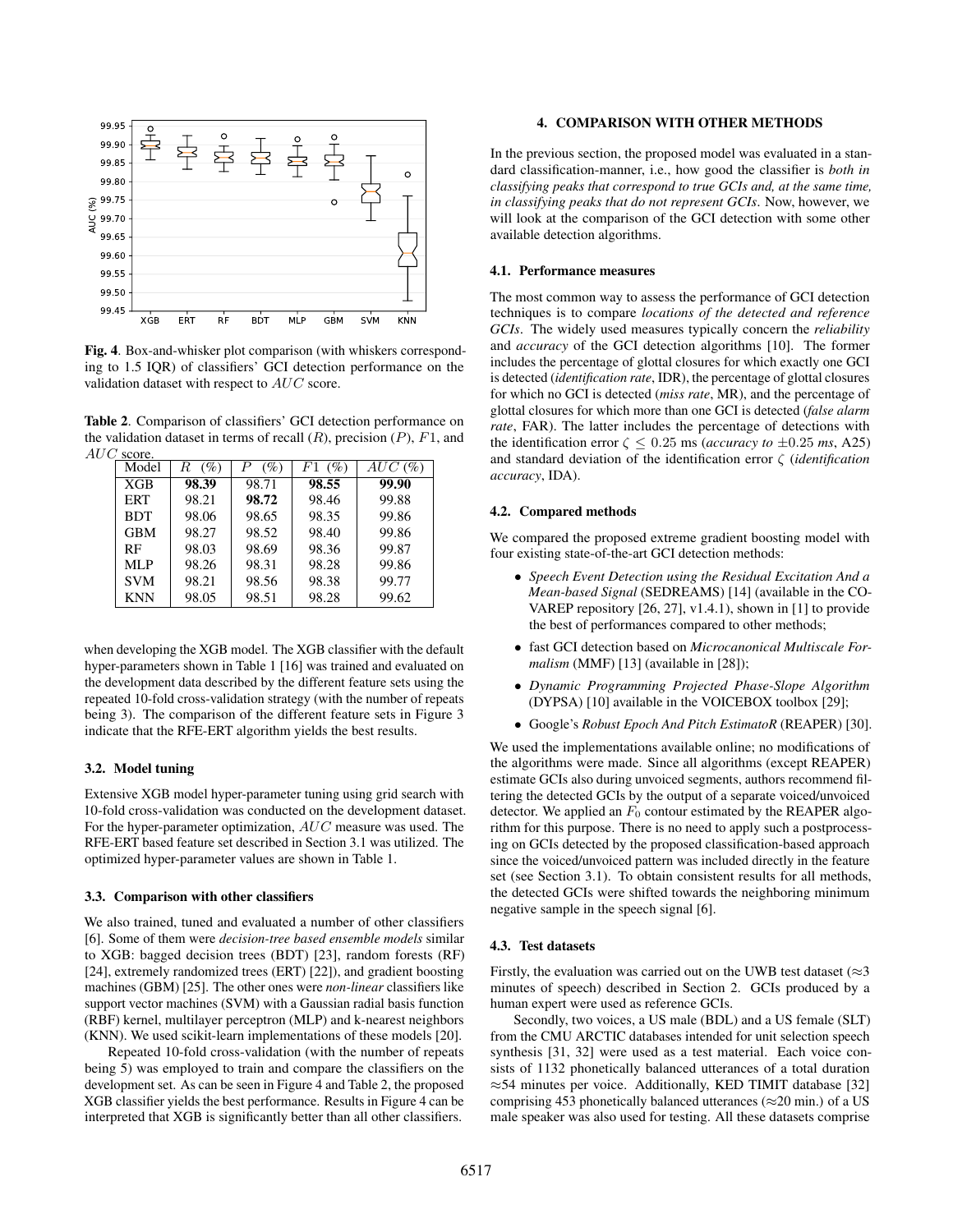Fig. 4. Box-and-whisker plot comparison (with whiskers corresponding to 1.5 IQR) of classifiers' GCI detection performance on the validation dataset with respect to $AUC$ score.

Table 2. Comparison of classifiers' GCI detection performance on the validation dataset in terms of recall ($R$), precision ($P$), $F1$, and $AUC$ score.

| Model | $R$ (%) | $P$ (%) | $F1$ (%) | $AUC$ (%) |
|---|---|---|---|---|
| XGB | **98.39** | 98.71 | **98.55** | **99.90** |
| ERT | 98.21 | **98.72** | 98.46 | 99.88 |
| BDT | 98.06 | 98.65 | 98.35 | 99.86 |
| GBM | 98.27 | 98.52 | 98.40 | 99.86 |
| RF | 98.03 | 98.69 | 98.36 | 99.87 |
| MLP | 98.26 | 98.31 | 98.28 | 99.86 |
| SVM | 98.21 | 98.56 | 98.38 | 99.77 |
| KNN | 98.05 | 98.51 | 98.28 | 99.62 |

when developing the XGB model. The XGB classifier with the default hyper-parameters shown in Table 1 [16] was trained and evaluated on the development data described by the different feature sets using the repeated 10-fold cross-validation strategy (with the number of repeats being 3). The comparison of the different feature sets in Figure 3 indicate that the RFE-ERT algorithm yields the best results.

### 3.2. Model tuning

Extensive XGB model hyper-parameter tuning using grid search with 10-fold cross-validation was conducted on the development dataset. For the hyper-parameter optimization, $AUC$ measure was used. The RFE-ERT based feature set described in Section 3.1 was utilized. The optimized hyper-parameter values are shown in Table 1.

### 3.3. Comparison with other classifiers

We also trained, tuned and evaluated a number of other classifiers [6]. Some of them were *decision-tree based ensemble models* similar to XGB: bagged decision trees (BDT) [23], random forests (RF) [24], extremely randomized trees (ERT) [22]), and gradient boosting machines (GBM) [25]. The other ones were *non-linear* classifiers like support vector machines (SVM) with a Gaussian radial basis function (RBF) kernel, multilayer perceptron (MLP) and k-nearest neighbors (KNN). We used scikit-learn implementations of these models [20].

Repeated 10-fold cross-validation (with the number of repeats being 5) was employed to train and compare the classifiers on the development set. As can be seen in Figure 4 and Table 2, the proposed XGB classifier yields the best performance. Results in Figure 4 can be interpreted that XGB is significantly better than all other classifiers.

## 4. COMPARISON WITH OTHER METHODS

In the previous section, the proposed model was evaluated in a standard classification-manner, i.e., how good the classifier is *both in classifying peaks that correspond to true GCIs and, at the same time, in classifying peaks that do not represent GCIs*. Now, however, we will look at the comparison of the GCI detection with some other available detection algorithms.

### 4.1. Performance measures

The most common way to assess the performance of GCI detection techniques is to compare *locations of the detected and reference GCIs*. The widely used measures typically concern the *reliability* and *accuracy* of the GCI detection algorithms [10]. The former includes the percentage of glottal closures for which exactly one GCI is detected (*identification rate*, IDR), the percentage of glottal closures for which no GCI is detected (*miss rate*, MR), and the percentage of glottal closures for which more than one GCI is detected (*false alarm rate*, FAR). The latter includes the percentage of detections with the identification error $\zeta \leq 0.25$ ms (*accuracy to* $\pm 0.25$ *ms*, A25) and standard deviation of the identification error $\zeta$ (*identification accuracy*, IDA).

### 4.2. Compared methods

We compared the proposed extreme gradient boosting model with four existing state-of-the-art GCI detection methods:

- *Speech Event Detection using the Residual Excitation And a Mean-based Signal* (SEDREAMS) [14] (available in the COVAREP repository [26, 27], v1.4.1), shown in [1] to provide the best of performances compared to other methods;
- fast GCI detection based on *Microcanonical Multiscale Formalism* (MMF) [13] (available in [28]);
- *Dynamic Programming Projected Phase-Slope Algorithm* (DYPSA) [10] available in the VOICEBOX toolbox [29];
- Google's *Robust Epoch And Pitch EstimatoR* (REAPER) [30].

We used the implementations available online; no modifications of the algorithms were made. Since all algorithms (except REAPER) estimate GCIs also during unvoiced segments, authors recommend filtering the detected GCIs by the output of a separate voiced/unvoiced detector. We applied an $F_0$ contour estimated by the REAPER algorithm for this purpose. There is no need to apply such a postprocessing on GCIs detected by the proposed classification-based approach since the voiced/unvoiced pattern was included directly in the feature set (see Section 3.1). To obtain consistent results for all methods, the detected GCIs were shifted towards the neighboring minimum negative sample in the speech signal [6].

### 4.3. Test datasets

Firstly, the evaluation was carried out on the UWB test dataset ($\approx$3 minutes of speech) described in Section 2. GCIs produced by a human expert were used as reference GCIs.

Secondly, two voices, a US male (BDL) and a US female (SLT) from the CMU ARCTIC databases intended for unit selection speech synthesis [31, 32] were used as a test material. Each voice consists of 1132 phonetically balanced utterances of a total duration $\approx$54 minutes per voice. Additionally, KED TIMIT database [32] comprising 453 phonetically balanced utterances ($\approx$20 min.) of a US male speaker was also used for testing. All these datasets comprise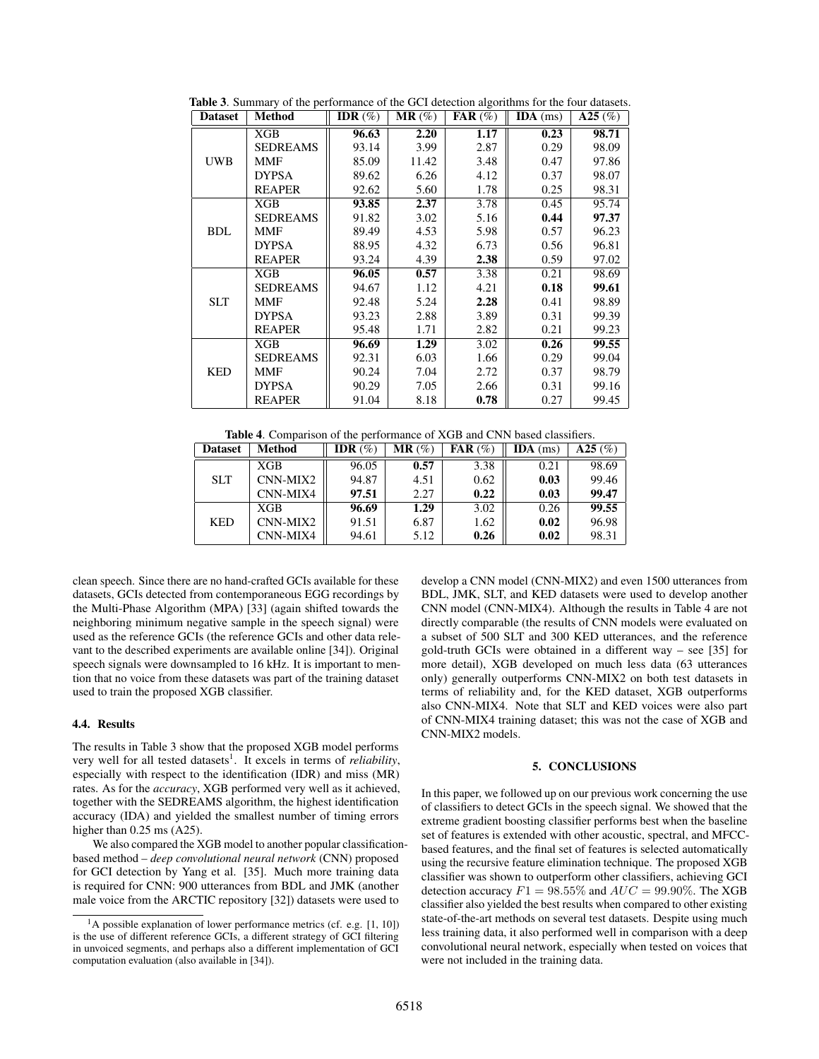**Table 3**. Summary of the performance of the GCI detection algorithms for the four datasets.

| Dataset | Method | IDR (%) | MR (%) | FAR (%) | IDA (ms) | A25 (%) |
|---|---|---|---|---|---|---|
| UWB | XGB | **96.63** | **2.20** | **1.17** | **0.23** | **98.71** |
| | SEDREAMS | 93.14 | 3.99 | 2.87 | 0.29 | 98.09 |
| | MMF | 85.09 | 11.42 | 3.48 | 0.47 | 97.86 |
| | DYPSA | 89.62 | 6.26 | 4.12 | 0.37 | 98.07 |
| | REAPER | 92.62 | 5.60 | 1.78 | 0.25 | 98.31 |
| BDL | XGB | **93.85** | **2.37** | 3.78 | 0.45 | 95.74 |
| | SEDREAMS | 91.82 | 3.02 | 5.16 | **0.44** | **97.37** |
| | MMF | 89.49 | 4.53 | 5.98 | 0.57 | 96.23 |
| | DYPSA | 88.95 | 4.32 | 6.73 | 0.56 | 96.81 |
| | REAPER | 93.24 | 4.39 | **2.38** | 0.59 | 97.02 |
| SLT | XGB | **96.05** | **0.57** | 3.38 | 0.21 | 98.69 |
| | SEDREAMS | 94.67 | 1.12 | 4.21 | **0.18** | **99.61** |
| | MMF | 92.48 | 5.24 | **2.28** | 0.41 | 98.89 |
| | DYPSA | 93.23 | 2.88 | 3.89 | 0.31 | 99.39 |
| | REAPER | 95.48 | 1.71 | 2.82 | 0.21 | 99.23 |
| KED | XGB | **96.69** | **1.29** | 3.02 | **0.26** | **99.55** |
| | SEDREAMS | 92.31 | 6.03 | 1.66 | 0.29 | 99.04 |
| | MMF | 90.24 | 7.04 | 2.72 | 0.37 | 98.79 |
| | DYPSA | 90.29 | 7.05 | 2.66 | 0.31 | 99.16 |
| | REAPER | 91.04 | 8.18 | **0.78** | 0.27 | 99.45 |

**Table 4**. Comparison of the performance of XGB and CNN based classifiers.

| Dataset | Method | IDR (%) | MR (%) | FAR (%) | IDA (ms) | A25 (%) |
|---|---|---|---|---|---|---|
| SLT | XGB | 96.05 | **0.57** | 3.38 | 0.21 | 98.69 |
| | CNN-MIX2 | 94.87 | 4.51 | 0.62 | **0.03** | 99.46 |
| | CNN-MIX4 | **97.51** | 2.27 | **0.22** | **0.03** | **99.47** |
| KED | XGB | **96.69** | **1.29** | 3.02 | 0.26 | **99.55** |
| | CNN-MIX2 | 91.51 | 6.87 | 1.62 | **0.02** | 96.98 |
| | CNN-MIX4 | 94.61 | 5.12 | **0.26** | **0.02** | 98.31 |

clean speech. Since there are no hand-crafted GCIs available for these datasets, GCIs detected from contemporaneous EGG recordings by the Multi-Phase Algorithm (MPA) [33] (again shifted towards the neighboring minimum negative sample in the speech signal) were used as the reference GCIs (the reference GCIs and other data relevant to the described experiments are available online [34]). Original speech signals were downsampled to 16 kHz. It is important to mention that no voice from these datasets was part of the training dataset used to train the proposed XGB classifier.

### 4.4. Results

The results in Table 3 show that the proposed XGB model performs very well for all tested datasets[1]. It excels in terms of *reliability*, especially with respect to the identification (IDR) and miss (MR) rates. As for the *accuracy*, XGB performed very well as it achieved, together with the SEDREAMS algorithm, the highest identification accuracy (IDA) and yielded the smallest number of timing errors higher than 0.25 ms (A25).

We also compared the XGB model to another popular classification-based method – *deep convolutional neural network* (CNN) proposed for GCI detection by Yang et al. [35]. Much more training data is required for CNN: 900 utterances from BDL and JMK (another male voice from the ARCTIC repository [32]) datasets were used to develop a CNN model (CNN-MIX2) and even 1500 utterances from BDL, JMK, SLT, and KED datasets were used to develop another CNN model (CNN-MIX4). Although the results in Table 4 are not directly comparable (the results of CNN models were evaluated on a subset of 500 SLT and 300 KED utterances, and the reference gold-truth GCIs were obtained in a different way – see [35] for more detail), XGB developed on much less data (63 utterances only) generally outperforms CNN-MIX2 on both test datasets in terms of reliability and, for the KED dataset, XGB outperforms also CNN-MIX4. Note that SLT and KED voices were also part of CNN-MIX4 training dataset; this was not the case of XGB and CNN-MIX2 models.

[1] A possible explanation of lower performance metrics (cf. e.g. [1, 10]) is the use of different reference GCIs, a different strategy of GCI filtering in unvoiced segments, and perhaps also a different implementation of GCI computation evaluation (also available in [34]).

## 5. CONCLUSIONS

In this paper, we followed up on our previous work concerning the use of classifiers to detect GCIs in the speech signal. We showed that the extreme gradient boosting classifier performs best when the baseline set of features is extended with other acoustic, spectral, and MFCC-based features, and the final set of features is selected automatically using the recursive feature elimination technique. The proposed XGB classifier was shown to outperform other classifiers, achieving GCI detection accuracy $F1 = 98.55\%$ and $AUC = 99.90\%$. The XGB classifier also yielded the best results when compared to other existing state-of-the-art methods on several test datasets. Despite using much less training data, it also performed well in comparison with a deep convolutional neural network, especially when tested on voices that were not included in the training data.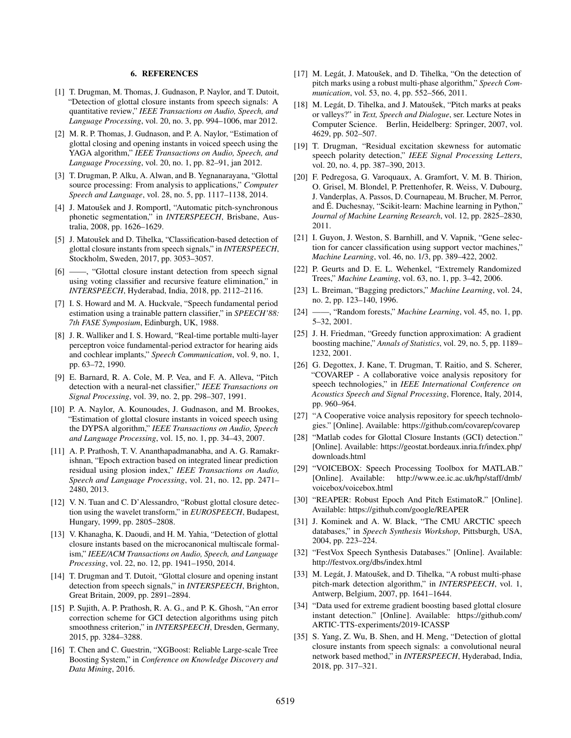## 6. REFERENCES

[1] T. Drugman, M. Thomas, J. Gudnason, P. Naylor, and T. Dutoit, "Detection of glottal closure instants from speech signals: A quantitative review," *IEEE Transactions on Audio, Speech, and Language Processing*, vol. 20, no. 3, pp. 994–1006, mar 2012.

[2] M. R. P. Thomas, J. Gudnason, and P. A. Naylor, "Estimation of glottal closing and opening instants in voiced speech using the YAGA algorithm," *IEEE Transactions on Audio, Speech, and Language Processing*, vol. 20, no. 1, pp. 82–91, jan 2012.

[3] T. Drugman, P. Alku, A. Alwan, and B. Yegnanarayana, "Glottal source processing: From analysis to applications," *Computer Speech and Language*, vol. 28, no. 5, pp. 1117–1138, 2014.

[4] J. Matoušek and J. Romportl, "Automatic pitch-synchronous phonetic segmentation," in *INTERSPEECH*, Brisbane, Australia, 2008, pp. 1626–1629.

[5] J. Matoušek and D. Tihelka, "Classification-based detection of glottal closure instants from speech signals," in *INTERSPEECH*, Stockholm, Sweden, 2017, pp. 3053–3057.

[6] ——, "Glottal closure instant detection from speech signal using voting classifier and recursive feature elimination," in *INTERSPEECH*, Hyderabad, India, 2018, pp. 2112–2116.

[7] I. S. Howard and M. A. Huckvale, "Speech fundamental period estimation using a trainable pattern classifier," in *SPEECH'88: 7th FASE Symposium*, Edinburgh, UK, 1988.

[8] J. R. Walliker and I. S. Howard, "Real-time portable multi-layer perceptron voice fundamental-period extractor for hearing aids and cochlear implants," *Speech Communication*, vol. 9, no. 1, pp. 63–72, 1990.

[9] E. Barnard, R. A. Cole, M. P. Vea, and F. A. Alleva, "Pitch detection with a neural-net classifier," *IEEE Transactions on Signal Processing*, vol. 39, no. 2, pp. 298–307, 1991.

[10] P. A. Naylor, A. Kounoudes, J. Gudnason, and M. Brookes, "Estimation of glottal closure instants in voiced speech using the DYPSA algorithm," *IEEE Transactions on Audio, Speech and Language Processing*, vol. 15, no. 1, pp. 34–43, 2007.

[11] A. P. Prathosh, T. V. Ananthapadmanabha, and A. G. Ramakrishnan, "Epoch extraction based on integrated linear prediction residual using plosion index," *IEEE Transactions on Audio, Speech and Language Processing*, vol. 21, no. 12, pp. 2471–2480, 2013.

[12] V. N. Tuan and C. D'Alessandro, "Robust glottal closure detection using the wavelet transform," in *EUROSPEECH*, Budapest, Hungary, 1999, pp. 2805–2808.

[13] V. Khanagha, K. Daoudi, and H. M. Yahia, "Detection of glottal closure instants based on the microcanonical multiscale formalism," *IEEE/ACM Transactions on Audio, Speech, and Language Processing*, vol. 22, no. 12, pp. 1941–1950, 2014.

[14] T. Drugman and T. Dutoit, "Glottal closure and opening instant detection from speech signals," in *INTERSPEECH*, Brighton, Great Britain, 2009, pp. 2891–2894.

[15] P. Sujith, A. P. Prathosh, R. A. G., and P. K. Ghosh, "An error correction scheme for GCI detection algorithms using pitch smoothness criterion," in *INTERSPEECH*, Dresden, Germany, 2015, pp. 3284–3288.

[16] T. Chen and C. Guestrin, "XGBoost: Reliable Large-scale Tree Boosting System," in *Conference on Knowledge Discovery and Data Mining*, 2016.

[17] M. Legát, J. Matoušek, and D. Tihelka, "On the detection of pitch marks using a robust multi-phase algorithm," *Speech Communication*, vol. 53, no. 4, pp. 552–566, 2011.

[18] M. Legát, D. Tihelka, and J. Matoušek, "Pitch marks at peaks or valleys?" in *Text, Speech and Dialogue*, ser. Lecture Notes in Computer Science. Berlin, Heidelberg: Springer, 2007, vol. 4629, pp. 502–507.

[19] T. Drugman, "Residual excitation skewness for automatic speech polarity detection," *IEEE Signal Processing Letters*, vol. 20, no. 4, pp. 387–390, 2013.

[20] F. Pedregosa, G. Varoquaux, A. Gramfort, V. M. B. Thirion, O. Grisel, M. Blondel, P. Prettenhofer, R. Weiss, V. Dubourg, J. Vanderplas, A. Passos, D. Cournapeau, M. Brucher, M. Perror, and É. Duchesnay, "Scikit-learn: Machine learning in Python," *Journal of Machine Learning Research*, vol. 12, pp. 2825–2830, 2011.

[21] I. Guyon, J. Weston, S. Barnhill, and V. Vapnik, "Gene selection for cancer classification using support vector machines," *Machine Learning*, vol. 46, no. 1/3, pp. 389–422, 2002.

[22] P. Geurts and D. E. L. Wehenkel, "Extremely Randomized Trees," *Machine Leaming*, vol. 63, no. 1, pp. 3–42, 2006.

[23] L. Breiman, "Bagging predictors," *Machine Learning*, vol. 24, no. 2, pp. 123–140, 1996.

[24] ——, "Random forests," *Machine Learning*, vol. 45, no. 1, pp. 5–32, 2001.

[25] J. H. Friedman, "Greedy function approximation: A gradient boosting machine," *Annals of Statistics*, vol. 29, no. 5, pp. 1189–1232, 2001.

[26] G. Degottex, J. Kane, T. Drugman, T. Raitio, and S. Scherer, "COVAREP - A collaborative voice analysis repository for speech technologies," in *IEEE International Conference on Acoustics Speech and Signal Processing*, Florence, Italy, 2014, pp. 960–964.

[27] "A Cooperative voice analysis repository for speech technologies." [Online]. Available: https://github.com/covarep/covarep

[28] "Matlab codes for Glottal Closure Instants (GCI) detection." [Online]. Available: https://geostat.bordeaux.inria.fr/index.php/downloads.html

[29] "VOICEBOX: Speech Processing Toolbox for MATLAB." [Online]. Available: http://www.ee.ic.ac.uk/hp/staff/dmb/voicebox/voicebox.html

[30] "REAPER: Robust Epoch And Pitch EstimatoR." [Online]. Available: https://github.com/google/REAPER

[31] J. Kominek and A. W. Black, "The CMU ARCTIC speech databases," in *Speech Synthesis Workshop*, Pittsburgh, USA, 2004, pp. 223–224.

[32] "FestVox Speech Synthesis Databases." [Online]. Available: http://festvox.org/dbs/index.html

[33] M. Legát, J. Matoušek, and D. Tihelka, "A robust multi-phase pitch-mark detection algorithm," in *INTERSPEECH*, vol. 1, Antwerp, Belgium, 2007, pp. 1641–1644.

[34] "Data used for extreme gradient boosting based glottal closure instant detection." [Online]. Available: https://github.com/ARTIC-TTS-experiments/2019-ICASSP

[35] S. Yang, Z. Wu, B. Shen, and H. Meng, "Detection of glottal closure instants from speech signals: a convolutional neural network based method," in *INTERSPEECH*, Hyderabad, India, 2018, pp. 317–321.